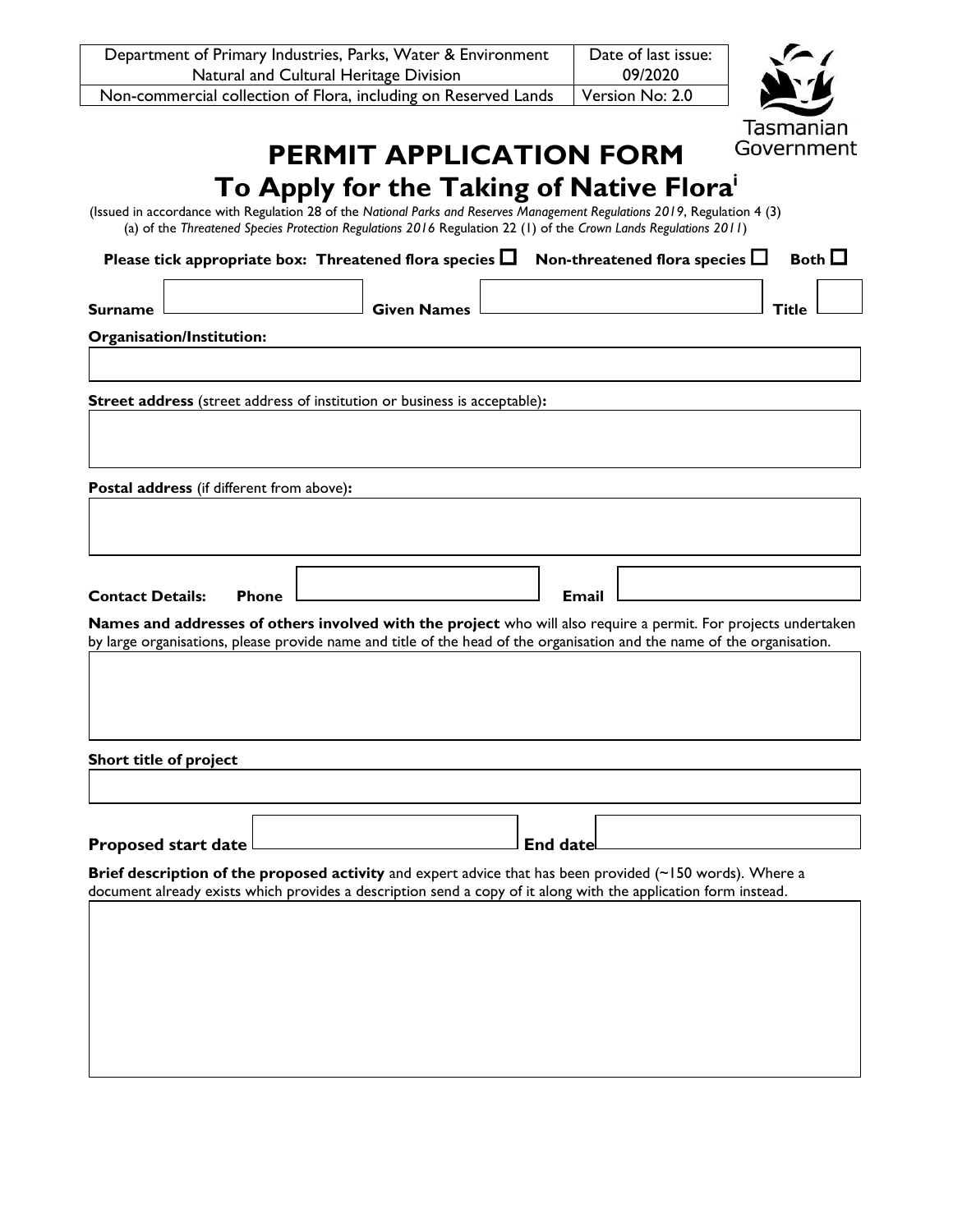| Department of Primary Industries, Parks, Water & Environment Natural and Cultural Heritage Division | Date of last issue: 09/2020 |
| --- | --- |
| Non-commercial collection of Flora, including on Reserved Lands | Version No: 2.0 |

Tasmanian Government

# PERMIT APPLICATION FORM

## To Apply for the Taking of Native Flora[i]

(Issued in accordance with Regulation 28 of the *National Parks and Reserves Management Regulations 2019*, Regulation 4 (3) (a) of the *Threatened Species Protection Regulations 2016* Regulation 22 (1) of the *Crown Lands Regulations 2011*)

**Please tick appropriate box: Threatened flora species ☐ Non-threatened flora species ☐ Both ☐**

**Surname** ______ **Given Names** ______ **Title** ______

**Organisation/Institution:**

**Street address** (street address of institution or business is acceptable)**:**

**Postal address** (if different from above)**:**

**Contact Details: Phone** ______ **Email** ______

**Names and addresses of others involved with the project** who will also require a permit. For projects undertaken by large organisations, please provide name and title of the head of the organisation and the name of the organisation.

**Short title of project**

**Proposed start date** ______ **End date** ______

**Brief description of the proposed activity** and expert advice that has been provided (~150 words). Where a document already exists which provides a description send a copy of it along with the application form instead.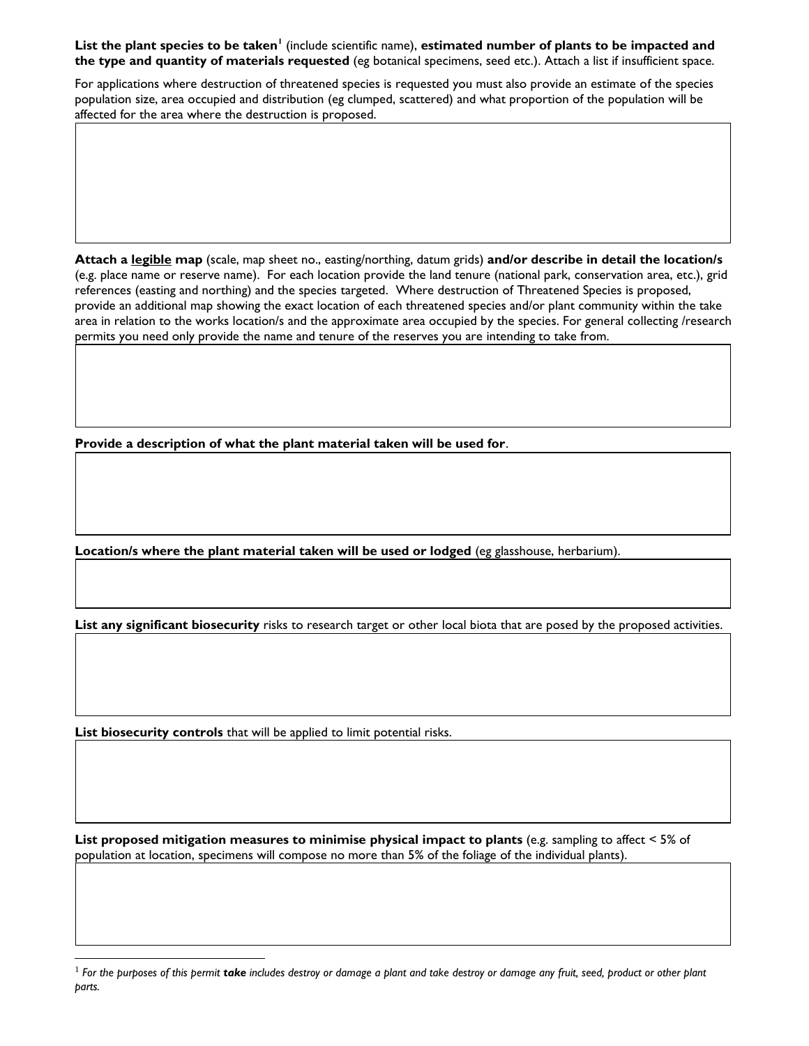**List the plant species to be taken**[1] (include scientific name), **estimated number of plants to be impacted and the type and quantity of materials requested** (eg botanical specimens, seed etc.). Attach a list if insufficient space.

For applications where destruction of threatened species is requested you must also provide an estimate of the species population size, area occupied and distribution (eg clumped, scattered) and what proportion of the population will be affected for the area where the destruction is proposed.

**Attach a <u>legible</u> map** (scale, map sheet no., easting/northing, datum grids) **and/or describe in detail the location/s** (e.g. place name or reserve name). For each location provide the land tenure (national park, conservation area, etc.), grid references (easting and northing) and the species targeted. Where destruction of Threatened Species is proposed, provide an additional map showing the exact location of each threatened species and/or plant community within the take area in relation to the works location/s and the approximate area occupied by the species. For general collecting /research permits you need only provide the name and tenure of the reserves you are intending to take from.

**Provide a description of what the plant material taken will be used for**.

**Location/s where the plant material taken will be used or lodged** (eg glasshouse, herbarium).

**List any significant biosecurity** risks to research target or other local biota that are posed by the proposed activities.

**List biosecurity controls** that will be applied to limit potential risks.

**List proposed mitigation measures to minimise physical impact to plants** (e.g. sampling to affect < 5% of population at location, specimens will compose no more than 5% of the foliage of the individual plants).

---

[1] *For the purposes of this permit **take** includes destroy or damage a plant and take destroy or damage any fruit, seed, product or other plant parts.*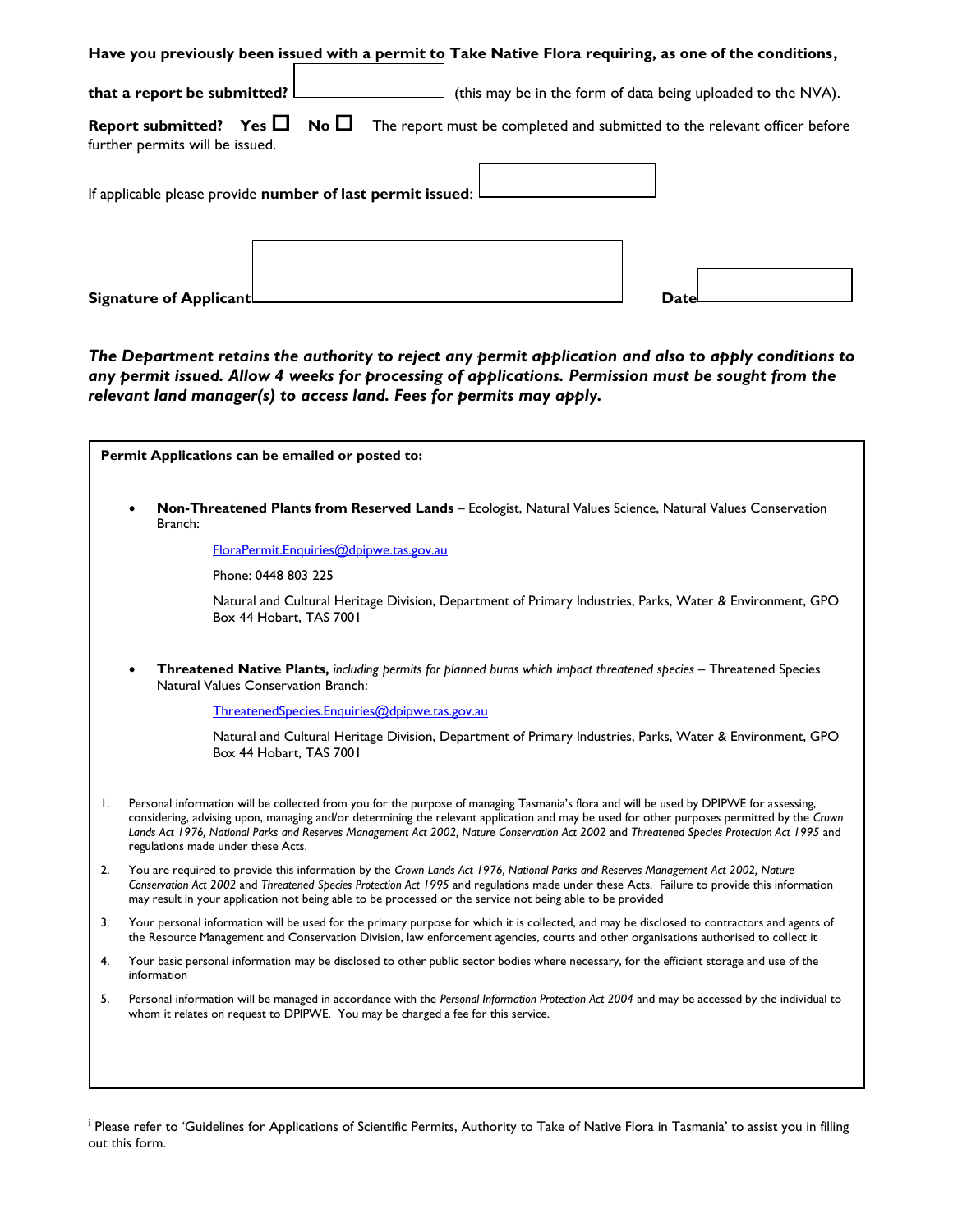**Have you previously been issued with a permit to Take Native Flora requiring, as one of the conditions, that a report be submitted?** ______ (this may be in the form of data being uploaded to the NVA).

**Report submitted? Yes ☐ No ☐** The report must be completed and submitted to the relevant officer before further permits will be issued.

If applicable please provide **number of last permit issued**: ______

**Signature of Applicant** ______ **Date** ______

***The Department retains the authority to reject any permit application and also to apply conditions to any permit issued. Allow 4 weeks for processing of applications. Permission must be sought from the relevant land manager(s) to access land. Fees for permits may apply.***

**Permit Applications can be emailed or posted to:**

- **Non-Threatened Plants from Reserved Lands** – Ecologist, Natural Values Science, Natural Values Conservation Branch:

  FloraPermit.Enquiries@dpipwe.tas.gov.au

  Phone: 0448 803 225

  Natural and Cultural Heritage Division, Department of Primary Industries, Parks, Water & Environment, GPO Box 44 Hobart, TAS 7001

- **Threatened Native Plants,** *including permits for planned burns which impact threatened species* – Threatened Species Natural Values Conservation Branch:

  ThreatenedSpecies.Enquiries@dpipwe.tas.gov.au

  Natural and Cultural Heritage Division, Department of Primary Industries, Parks, Water & Environment, GPO Box 44 Hobart, TAS 7001

1. Personal information will be collected from you for the purpose of managing Tasmania's flora and will be used by DPIPWE for assessing, considering, advising upon, managing and/or determining the relevant application and may be used for other purposes permitted by the *Crown Lands Act 1976, National Parks and Reserves Management Act 2002, Nature Conservation Act 2002* and *Threatened Species Protection Act 1995* and regulations made under these Acts.
2. You are required to provide this information by the *Crown Lands Act 1976, National Parks and Reserves Management Act 2002, Nature Conservation Act 2002* and *Threatened Species Protection Act 1995* and regulations made under these Acts. Failure to provide this information may result in your application not being able to be processed or the service not being able to be provided
3. Your personal information will be used for the primary purpose for which it is collected, and may be disclosed to contractors and agents of the Resource Management and Conservation Division, law enforcement agencies, courts and other organisations authorised to collect it
4. Your basic personal information may be disclosed to other public sector bodies where necessary, for the efficient storage and use of the information
5. Personal information will be managed in accordance with the *Personal Information Protection Act 2004* and may be accessed by the individual to whom it relates on request to DPIPWE. You may be charged a fee for this service.

---

[i] Please refer to 'Guidelines for Applications of Scientific Permits, Authority to Take of Native Flora in Tasmania' to assist you in filling out this form.